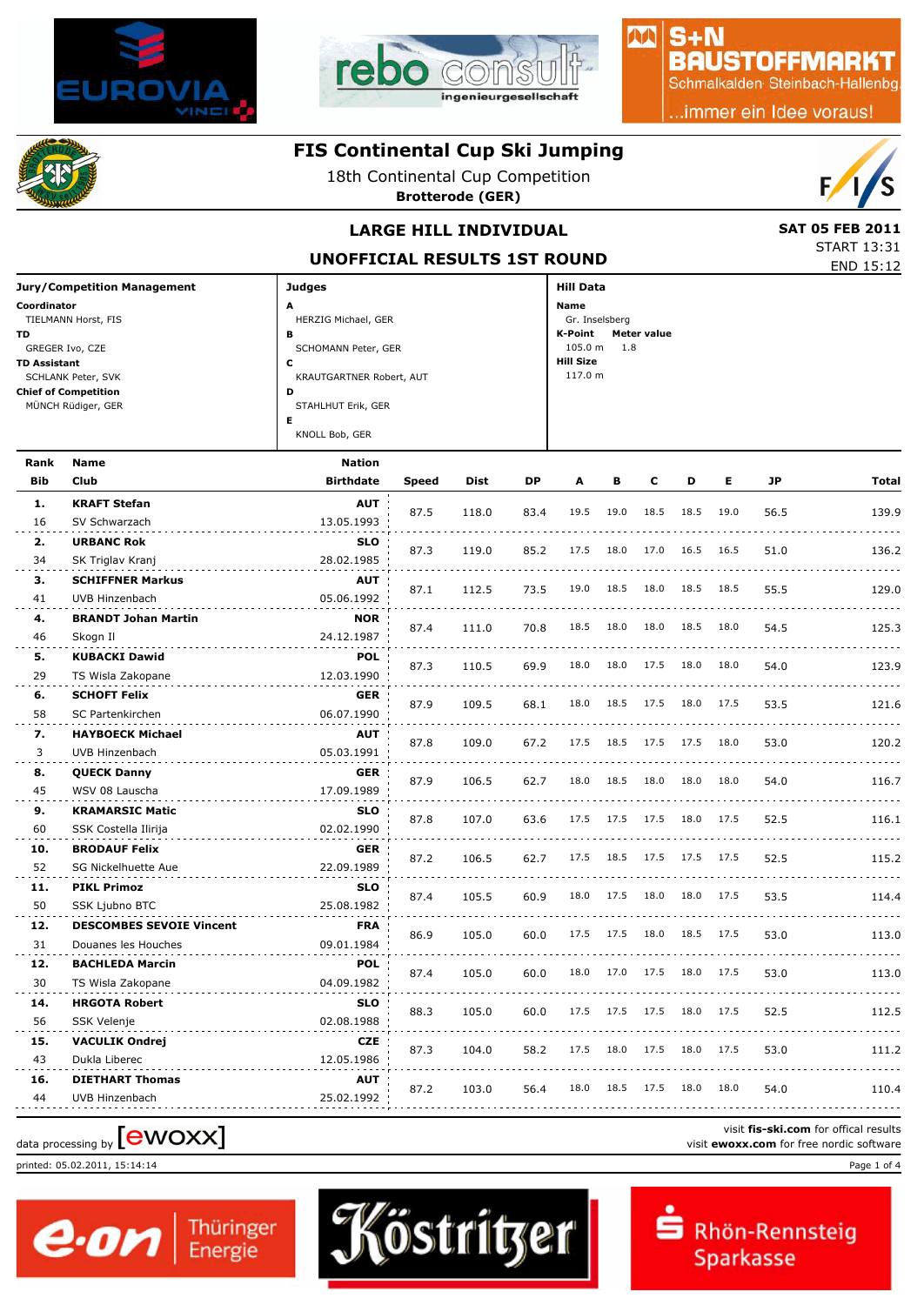# FIS Continental Cup Ski Jumping

18th Continental Cup Competition

**Brotterode (GER)**

## LARGE HILL INDIVIDUAL

## UNOFFICIAL RESULTS 1ST ROUND

**SAT 05 FEB 2011**
START 13:31
END 15:12

**Jury/Competition Management**

**Coordinator**
TIELMANN Horst, FIS
**TD**
GREGER Ivo, CZE
**TD Assistant**
SCHLANK Peter, SVK
**Chief of Competition**
MÜNCH Rüdiger, GER

**Judges**

**A**
HERZIG Michael, GER
**B**
SCHOMANN Peter, GER
**C**
KRAUTGARTNER Robert, AUT
**D**
STAHLHUT Erik, GER
**E**
KNOLL Bob, GER

**Hill Data**

**Name**
Gr. Inselsberg
**K-Point** 105.0 m
**Meter value** 1.8
**Hill Size**
117.0 m

| Rank | Name | Nation | Speed | Dist | DP | A | B | C | D | E | JP | Total |
|---|---|---|---|---|---|---|---|---|---|---|---|---|
| Bib | Club | Birthdate | | | | | | | | | | |
| 1. | KRAFT Stefan | AUT | 87.5 | 118.0 | 83.4 | 19.5 | 19.0 | 18.5 | 18.5 | 19.0 | 56.5 | 139.9 |
| 16 | SV Schwarzach | 13.05.1993 | | | | | | | | | | |
| 2. | URBANC Rok | SLO | 87.3 | 119.0 | 85.2 | 17.5 | 18.0 | 17.0 | 16.5 | 16.5 | 51.0 | 136.2 |
| 34 | SK Triglav Kranj | 28.02.1985 | | | | | | | | | | |
| 3. | SCHIFFNER Markus | AUT | 87.1 | 112.5 | 73.5 | 19.0 | 18.5 | 18.0 | 18.5 | 18.5 | 55.5 | 129.0 |
| 41 | UVB Hinzenbach | 05.06.1992 | | | | | | | | | | |
| 4. | BRANDT Johan Martin | NOR | 87.4 | 111.0 | 70.8 | 18.5 | 18.0 | 18.0 | 18.5 | 18.0 | 54.5 | 125.3 |
| 46 | Skogn Il | 24.12.1987 | | | | | | | | | | |
| 5. | KUBACKI Dawid | POL | 87.3 | 110.5 | 69.9 | 18.0 | 18.0 | 17.5 | 18.0 | 18.0 | 54.0 | 123.9 |
| 29 | TS Wisla Zakopane | 12.03.1990 | | | | | | | | | | |
| 6. | SCHOFT Felix | GER | 87.9 | 109.5 | 68.1 | 18.0 | 18.5 | 17.5 | 18.0 | 17.5 | 53.5 | 121.6 |
| 58 | SC Partenkirchen | 06.07.1990 | | | | | | | | | | |
| 7. | HAYBOECK Michael | AUT | 87.8 | 109.0 | 67.2 | 17.5 | 18.5 | 17.5 | 17.5 | 18.0 | 53.0 | 120.2 |
| 3 | UVB Hinzenbach | 05.03.1991 | | | | | | | | | | |
| 8. | QUECK Danny | GER | 87.9 | 106.5 | 62.7 | 18.0 | 18.5 | 18.0 | 18.0 | 18.0 | 54.0 | 116.7 |
| 45 | WSV 08 Lauscha | 17.09.1989 | | | | | | | | | | |
| 9. | KRAMARSIC Matic | SLO | 87.8 | 107.0 | 63.6 | 17.5 | 17.5 | 17.5 | 18.0 | 17.5 | 52.5 | 116.1 |
| 60 | SSK Costella Ilirija | 02.02.1990 | | | | | | | | | | |
| 10. | BRODAUF Felix | GER | 87.2 | 106.5 | 62.7 | 17.5 | 18.5 | 17.5 | 17.5 | 17.5 | 52.5 | 115.2 |
| 52 | SG Nickelhuette Aue | 22.09.1989 | | | | | | | | | | |
| 11. | PIKL Primoz | SLO | 87.4 | 105.5 | 60.9 | 18.0 | 17.5 | 18.0 | 18.0 | 17.5 | 53.5 | 114.4 |
| 50 | SSK Ljubno BTC | 25.08.1982 | | | | | | | | | | |
| 12. | DESCOMBES SEVOIE Vincent | FRA | 86.9 | 105.0 | 60.0 | 17.5 | 17.5 | 18.0 | 18.5 | 17.5 | 53.0 | 113.0 |
| 31 | Douanes les Houches | 09.01.1984 | | | | | | | | | | |
| 12. | BACHLEDA Marcin | POL | 87.4 | 105.0 | 60.0 | 18.0 | 17.0 | 17.5 | 18.0 | 17.5 | 53.0 | 113.0 |
| 30 | TS Wisla Zakopane | 04.09.1982 | | | | | | | | | | |
| 14. | HRGOTA Robert | SLO | 88.3 | 105.0 | 60.0 | 17.5 | 17.5 | 17.5 | 18.0 | 17.5 | 52.5 | 112.5 |
| 56 | SSK Velenje | 02.08.1988 | | | | | | | | | | |
| 15. | VACULIK Ondrej | CZE | 87.3 | 104.0 | 58.2 | 17.5 | 18.0 | 17.5 | 18.0 | 17.5 | 53.0 | 111.2 |
| 43 | Dukla Liberec | 12.05.1986 | | | | | | | | | | |
| 16. | DIETHART Thomas | AUT | 87.2 | 103.0 | 56.4 | 18.0 | 18.5 | 17.5 | 18.0 | 18.0 | 54.0 | 110.4 |
| 44 | UVB Hinzenbach | 25.02.1992 | | | | | | | | | | |

data processing by [ewoxx]

visit **fis-ski.com** for offical results
visit **ewoxx.com** for free nordic software

printed: 05.02.2011, 15:14:14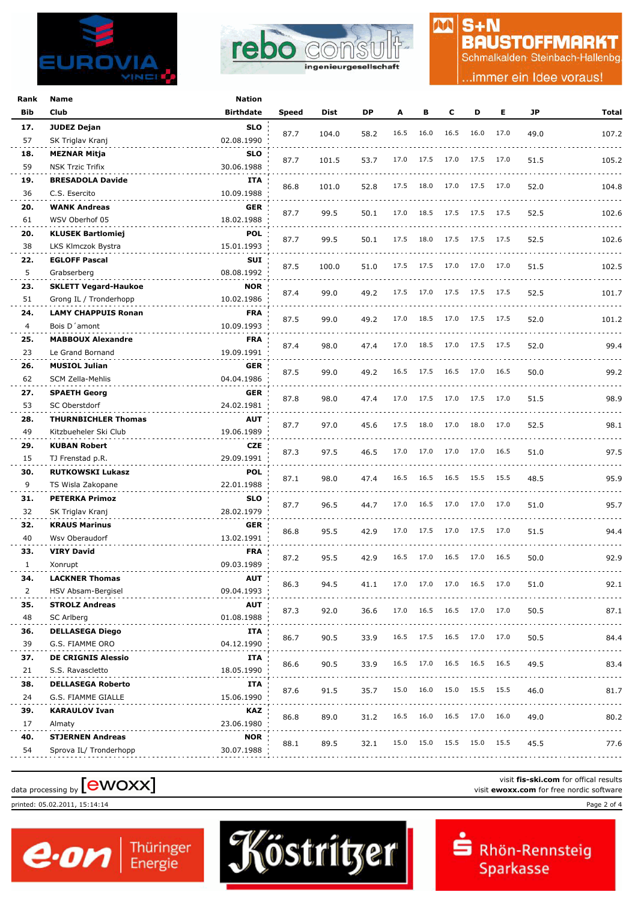| Rank | Name | Nation | Speed | Dist | DP | A | B | C | D | E | JP | Total |
|---|---|---|---|---|---|---|---|---|---|---|---|---|
| Bib | Club | Birthdate | | | | | | | | | | |
| 17. | JUDEZ Dejan | SLO | 87.7 | 104.0 | 58.2 | 16.5 | 16.0 | 16.5 | 16.0 | 17.0 | 49.0 | 107.2 |
| 57 | SK Triglav Kranj | 02.08.1990 | | | | | | | | | | |
| 18. | MEZNAR Mitja | SLO | 87.7 | 101.5 | 53.7 | 17.0 | 17.5 | 17.0 | 17.5 | 17.0 | 51.5 | 105.2 |
| 59 | NSK Trzic Trifix | 30.06.1988 | | | | | | | | | | |
| 19. | BRESADOLA Davide | ITA | 86.8 | 101.0 | 52.8 | 17.5 | 18.0 | 17.0 | 17.5 | 17.0 | 52.0 | 104.8 |
| 36 | C.S. Esercito | 10.09.1988 | | | | | | | | | | |
| 20. | WANK Andreas | GER | 87.7 | 99.5 | 50.1 | 17.0 | 18.5 | 17.5 | 17.5 | 17.5 | 52.5 | 102.6 |
| 61 | WSV Oberhof 05 | 18.02.1988 | | | | | | | | | | |
| 20. | KLUSEK Bartlomiej | POL | 87.7 | 99.5 | 50.1 | 17.5 | 18.0 | 17.5 | 17.5 | 17.5 | 52.5 | 102.6 |
| 38 | LKS Klmczok Bystra | 15.01.1993 | | | | | | | | | | |
| 22. | EGLOFF Pascal | SUI | 87.5 | 100.0 | 51.0 | 17.5 | 17.5 | 17.0 | 17.0 | 17.0 | 51.5 | 102.5 |
| 5 | Grabserberg | 08.08.1992 | | | | | | | | | | |
| 23. | SKLETT Vegard-Haukoe | NOR | 87.4 | 99.0 | 49.2 | 17.5 | 17.0 | 17.5 | 17.5 | 17.5 | 52.5 | 101.7 |
| 51 | Grong IL / Tronderhopp | 10.02.1986 | | | | | | | | | | |
| 24. | LAMY CHAPPUIS Ronan | FRA | 87.5 | 99.0 | 49.2 | 17.0 | 18.5 | 17.0 | 17.5 | 17.5 | 52.0 | 101.2 |
| 4 | Bois D´amont | 10.09.1993 | | | | | | | | | | |
| 25. | MABBOUX Alexandre | FRA | 87.4 | 98.0 | 47.4 | 17.0 | 18.5 | 17.0 | 17.5 | 17.5 | 52.0 | 99.4 |
| 23 | Le Grand Bornand | 19.09.1991 | | | | | | | | | | |
| 26. | MUSIOL Julian | GER | 87.5 | 99.0 | 49.2 | 16.5 | 17.5 | 16.5 | 17.0 | 16.5 | 50.0 | 99.2 |
| 62 | SCM Zella-Mehlis | 04.04.1986 | | | | | | | | | | |
| 27. | SPAETH Georg | GER | 87.8 | 98.0 | 47.4 | 17.0 | 17.5 | 17.0 | 17.5 | 17.0 | 51.5 | 98.9 |
| 53 | SC Oberstdorf | 24.02.1981 | | | | | | | | | | |
| 28. | THURNBICHLER Thomas | AUT | 87.7 | 97.0 | 45.6 | 17.5 | 18.0 | 17.0 | 18.0 | 17.0 | 52.5 | 98.1 |
| 49 | Kitzbueheler Ski Club | 19.06.1989 | | | | | | | | | | |
| 29. | KUBAN Robert | CZE | 87.3 | 97.5 | 46.5 | 17.0 | 17.0 | 17.0 | 17.0 | 16.5 | 51.0 | 97.5 |
| 15 | TJ Frenstad p.R. | 29.09.1991 | | | | | | | | | | |
| 30. | RUTKOWSKI Lukasz | POL | 87.1 | 98.0 | 47.4 | 16.5 | 16.5 | 16.5 | 15.5 | 15.5 | 48.5 | 95.9 |
| 9 | TS Wisla Zakopane | 22.01.1988 | | | | | | | | | | |
| 31. | PETERKA Primoz | SLO | 87.7 | 96.5 | 44.7 | 17.0 | 16.5 | 17.0 | 17.0 | 17.0 | 51.0 | 95.7 |
| 32 | SK Triglav Kranj | 28.02.1979 | | | | | | | | | | |
| 32. | KRAUS Marinus | GER | 86.8 | 95.5 | 42.9 | 17.0 | 17.5 | 17.0 | 17.5 | 17.0 | 51.5 | 94.4 |
| 40 | Wsv Oberaudorf | 13.02.1991 | | | | | | | | | | |
| 33. | VIRY David | FRA | 87.2 | 95.5 | 42.9 | 16.5 | 17.0 | 16.5 | 17.0 | 16.5 | 50.0 | 92.9 |
| 1 | Xonrupt | 09.03.1989 | | | | | | | | | | |
| 34. | LACKNER Thomas | AUT | 86.3 | 94.5 | 41.1 | 17.0 | 17.0 | 17.0 | 16.5 | 17.0 | 51.0 | 92.1 |
| 2 | HSV Absam-Bergisel | 09.04.1993 | | | | | | | | | | |
| 35. | STROLZ Andreas | AUT | 87.3 | 92.0 | 36.6 | 17.0 | 16.5 | 16.5 | 17.0 | 17.0 | 50.5 | 87.1 |
| 48 | SC Arlberg | 01.08.1988 | | | | | | | | | | |
| 36. | DELLASEGA Diego | ITA | 86.7 | 90.5 | 33.9 | 16.5 | 17.5 | 16.5 | 17.0 | 17.0 | 50.5 | 84.4 |
| 39 | G.S. FIAMME ORO | 04.12.1990 | | | | | | | | | | |
| 37. | DE CRIGNIS Alessio | ITA | 86.6 | 90.5 | 33.9 | 16.5 | 17.0 | 16.5 | 16.5 | 16.5 | 49.5 | 83.4 |
| 21 | S.S. Ravascletto | 18.05.1990 | | | | | | | | | | |
| 38. | DELLASEGA Roberto | ITA | 87.6 | 91.5 | 35.7 | 15.0 | 16.0 | 15.0 | 15.5 | 15.5 | 46.0 | 81.7 |
| 24 | G.S. FIAMME GIALLE | 15.06.1990 | | | | | | | | | | |
| 39. | KARAULOV Ivan | KAZ | 86.8 | 89.0 | 31.2 | 16.5 | 16.0 | 16.5 | 17.0 | 16.0 | 49.0 | 80.2 |
| 17 | Almaty | 23.06.1980 | | | | | | | | | | |
| 40. | STJERNEN Andreas | NOR | 88.1 | 89.5 | 32.1 | 15.0 | 15.0 | 15.5 | 15.0 | 15.5 | 45.5 | 77.6 |
| 54 | Sprova IL/ Tronderhopp | 30.07.1988 | | | | | | | | | | |

data processing by [ewoxx]

visit **fis-ski.com** for offical results
visit **ewoxx.com** for free nordic software

printed: 05.02.2011, 15:14:14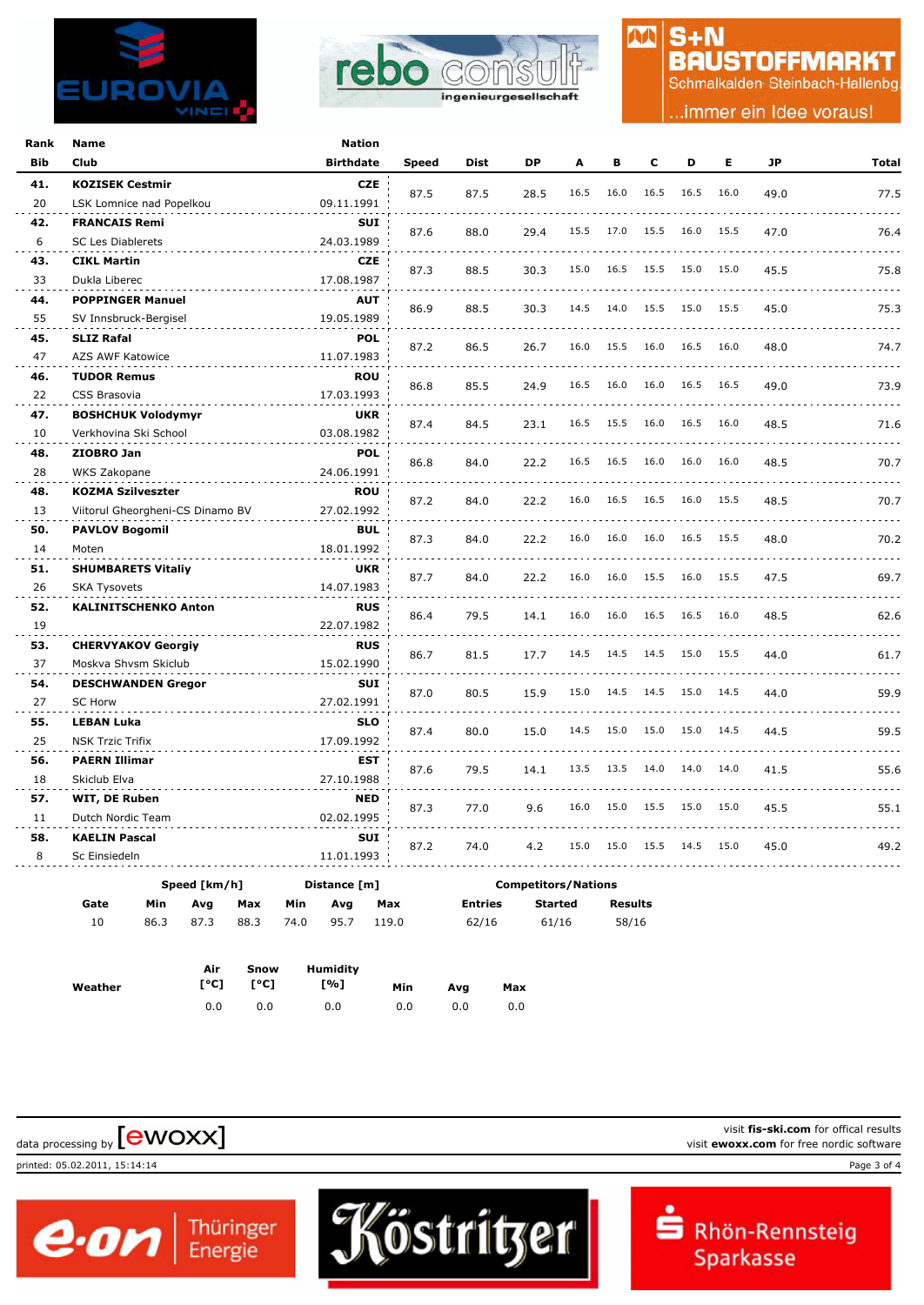| Rank | Name | Nation | | | | | | | | | | |
|---|---|---|---|---|---|---|---|---|---|---|---|---|
| Bib | Club | Birthdate | Speed | Dist | DP | A | B | C | D | E | JP | Total |
| 41. | KOZISEK Cestmir | CZE | 87.5 | 87.5 | 28.5 | 16.5 | 16.0 | 16.5 | 16.5 | 16.0 | 49.0 | 77.5 |
| 20 | LSK Lomnice nad Popelkou | 09.11.1991 | | | | | | | | | | |
| 42. | FRANCAIS Remi | SUI | 87.6 | 88.0 | 29.4 | 15.5 | 17.0 | 15.5 | 16.0 | 15.5 | 47.0 | 76.4 |
| 6 | SC Les Diablerets | 24.03.1989 | | | | | | | | | | |
| 43. | CIKL Martin | CZE | 87.3 | 88.5 | 30.3 | 15.0 | 16.5 | 15.5 | 15.0 | 15.0 | 45.5 | 75.8 |
| 33 | Dukla Liberec | 17.08.1987 | | | | | | | | | | |
| 44. | POPPINGER Manuel | AUT | 86.9 | 88.5 | 30.3 | 14.5 | 14.0 | 15.5 | 15.0 | 15.5 | 45.0 | 75.3 |
| 55 | SV Innsbruck-Bergisel | 19.05.1989 | | | | | | | | | | |
| 45. | SLIZ Rafal | POL | 87.2 | 86.5 | 26.7 | 16.0 | 15.5 | 16.0 | 16.5 | 16.0 | 48.0 | 74.7 |
| 47 | AZS AWF Katowice | 11.07.1983 | | | | | | | | | | |
| 46. | TUDOR Remus | ROU | 86.8 | 85.5 | 24.9 | 16.5 | 16.0 | 16.0 | 16.5 | 16.5 | 49.0 | 73.9 |
| 22 | CSS Brasovia | 17.03.1993 | | | | | | | | | | |
| 47. | BOSHCHUK Volodymyr | UKR | 87.4 | 84.5 | 23.1 | 16.5 | 15.5 | 16.0 | 16.5 | 16.0 | 48.5 | 71.6 |
| 10 | Verkhovina Ski School | 03.08.1982 | | | | | | | | | | |
| 48. | ZIOBRO Jan | POL | 86.8 | 84.0 | 22.2 | 16.5 | 16.5 | 16.0 | 16.0 | 16.0 | 48.5 | 70.7 |
| 28 | WKS Zakopane | 24.06.1991 | | | | | | | | | | |
| 48. | KOZMA Szilveszter | ROU | 87.2 | 84.0 | 22.2 | 16.0 | 16.5 | 16.5 | 16.0 | 15.5 | 48.5 | 70.7 |
| 13 | Viitorul Gheorgheni-CS Dinamo BV | 27.02.1992 | | | | | | | | | | |
| 50. | PAVLOV Bogomil | BUL | 87.3 | 84.0 | 22.2 | 16.0 | 16.0 | 16.0 | 16.5 | 15.5 | 48.0 | 70.2 |
| 14 | Moten | 18.01.1992 | | | | | | | | | | |
| 51. | SHUMBARETS Vitaliy | UKR | 87.7 | 84.0 | 22.2 | 16.0 | 16.0 | 15.5 | 16.0 | 15.5 | 47.5 | 69.7 |
| 26 | SKA Tysovets | 14.07.1983 | | | | | | | | | | |
| 52. | KALINITSCHENKO Anton | RUS | 86.4 | 79.5 | 14.1 | 16.0 | 16.0 | 16.5 | 16.5 | 16.0 | 48.5 | 62.6 |
| 19 | | 22.07.1982 | | | | | | | | | | |
| 53. | CHERVYAKOV Georgiy | RUS | 86.7 | 81.5 | 17.7 | 14.5 | 14.5 | 14.5 | 15.0 | 15.5 | 44.0 | 61.7 |
| 37 | Moskva Shvsm Skiclub | 15.02.1990 | | | | | | | | | | |
| 54. | DESCHWANDEN Gregor | SUI | 87.0 | 80.5 | 15.9 | 15.0 | 14.5 | 14.5 | 15.0 | 14.5 | 44.0 | 59.9 |
| 27 | SC Horw | 27.02.1991 | | | | | | | | | | |
| 55. | LEBAN Luka | SLO | 87.4 | 80.0 | 15.0 | 14.5 | 15.0 | 15.0 | 15.0 | 14.5 | 44.5 | 59.5 |
| 25 | NSK Trzic Trifix | 17.09.1992 | | | | | | | | | | |
| 56. | PAERN Illimar | EST | 87.6 | 79.5 | 14.1 | 13.5 | 13.5 | 14.0 | 14.0 | 14.0 | 41.5 | 55.6 |
| 18 | Skiclub Elva | 27.10.1988 | | | | | | | | | | |
| 57. | WIT, DE Ruben | NED | 87.3 | 77.0 | 9.6 | 16.0 | 15.0 | 15.5 | 15.0 | 15.0 | 45.5 | 55.1 |
| 11 | Dutch Nordic Team | 02.02.1995 | | | | | | | | | | |
| 58. | KAELIN Pascal | SUI | 87.2 | 74.0 | 4.2 | 15.0 | 15.0 | 15.5 | 14.5 | 15.0 | 45.0 | 49.2 |
| 8 | Sc Einsiedeln | 11.01.1993 | | | | | | | | | | |

| | Speed [km/h] | | | Distance [m] | | | Competitors/Nations | | |
|---|---|---|---|---|---|---|---|---|---|
| Gate | Min | Avg | Max | Min | Avg | Max | Entries | Started | Results |
| 10 | 86.3 | 87.3 | 88.3 | 74.0 | 95.7 | 119.0 | 62/16 | 61/16 | 58/16 |

| Weather | Air [°C] | Snow [°C] | Humidity [%] | Min | Avg | Max |
|---|---|---|---|---|---|---|
| | 0.0 | 0.0 | 0.0 | 0.0 | 0.0 | 0.0 |

data processing by [ewoxx]

visit **fis-ski.com** for offical results
visit **ewoxx.com** for free nordic software

printed: 05.02.2011, 15:14:14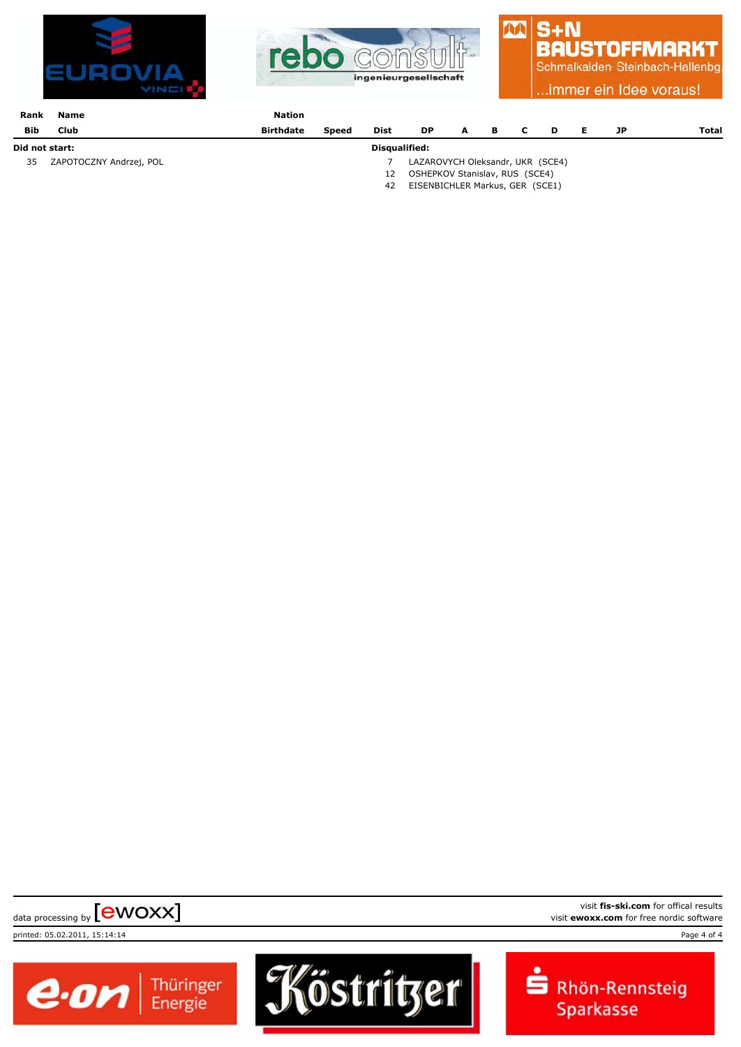| Rank | Name | Nation | | | | | | | | | | |
|---|---|---|---|---|---|---|---|---|---|---|---|---|
| Bib | Club | Birthdate | Speed | Dist | DP | A | B | C | D | E | JP | Total |

**Did not start:**

35 ZAPOTOCZNY Andrzej, POL

**Disqualified:**

7 LAZAROVYCH Oleksandr, UKR (SCE4)
12 OSHEPKOV Stanislav, RUS (SCE4)
42 EISENBICHLER Markus, GER (SCE1)

data processing by [ewoxx]

visit **fis-ski.com** for offical results
visit **ewoxx.com** for free nordic software

printed: 05.02.2011, 15:14:14